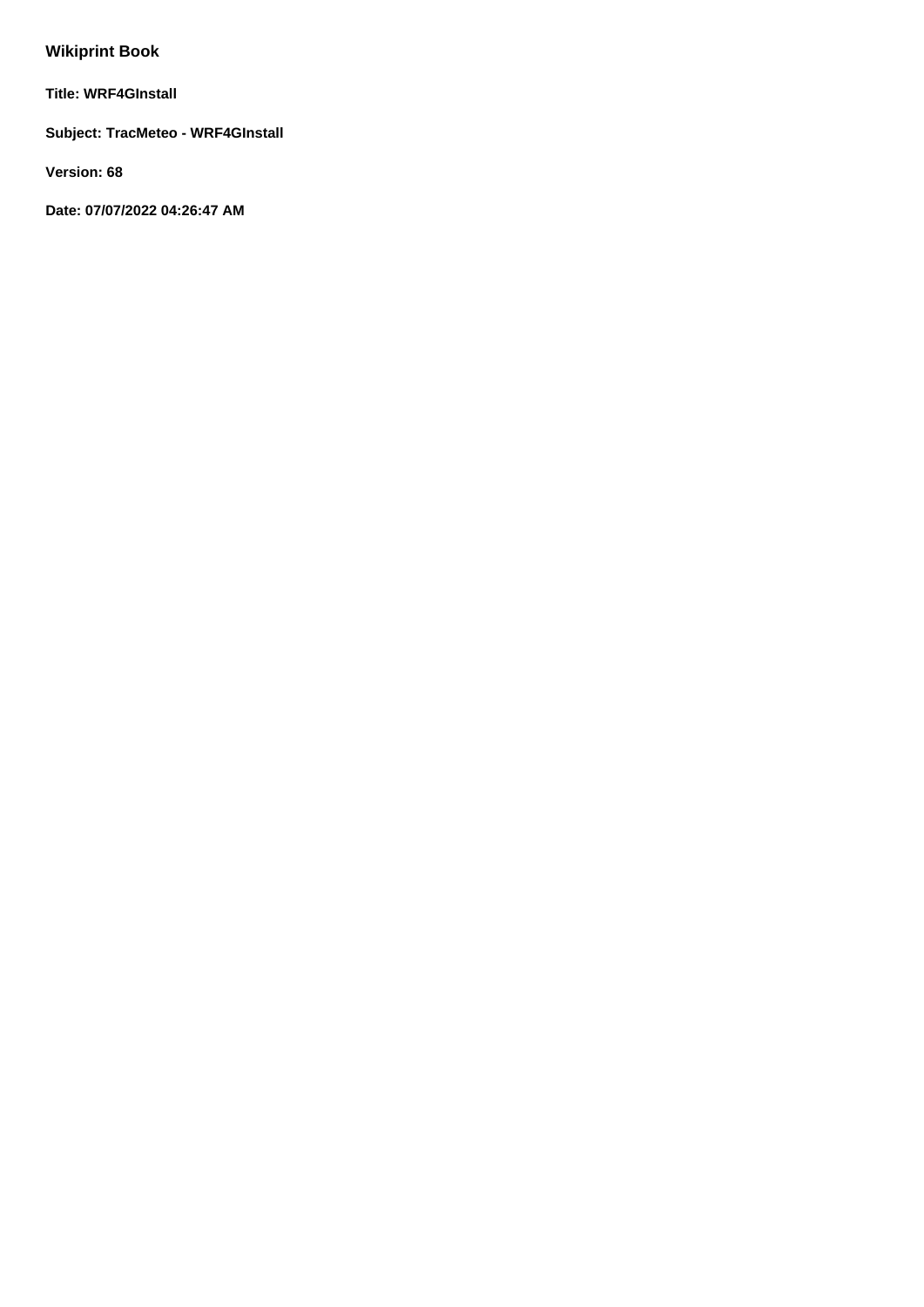# Wikiprint Book

**Title: WRF4GInstall**

**Subject: TracMeteo - WRF4GInstall**

**Version: 68**

**Date: 07/07/2022 04:26:47 AM**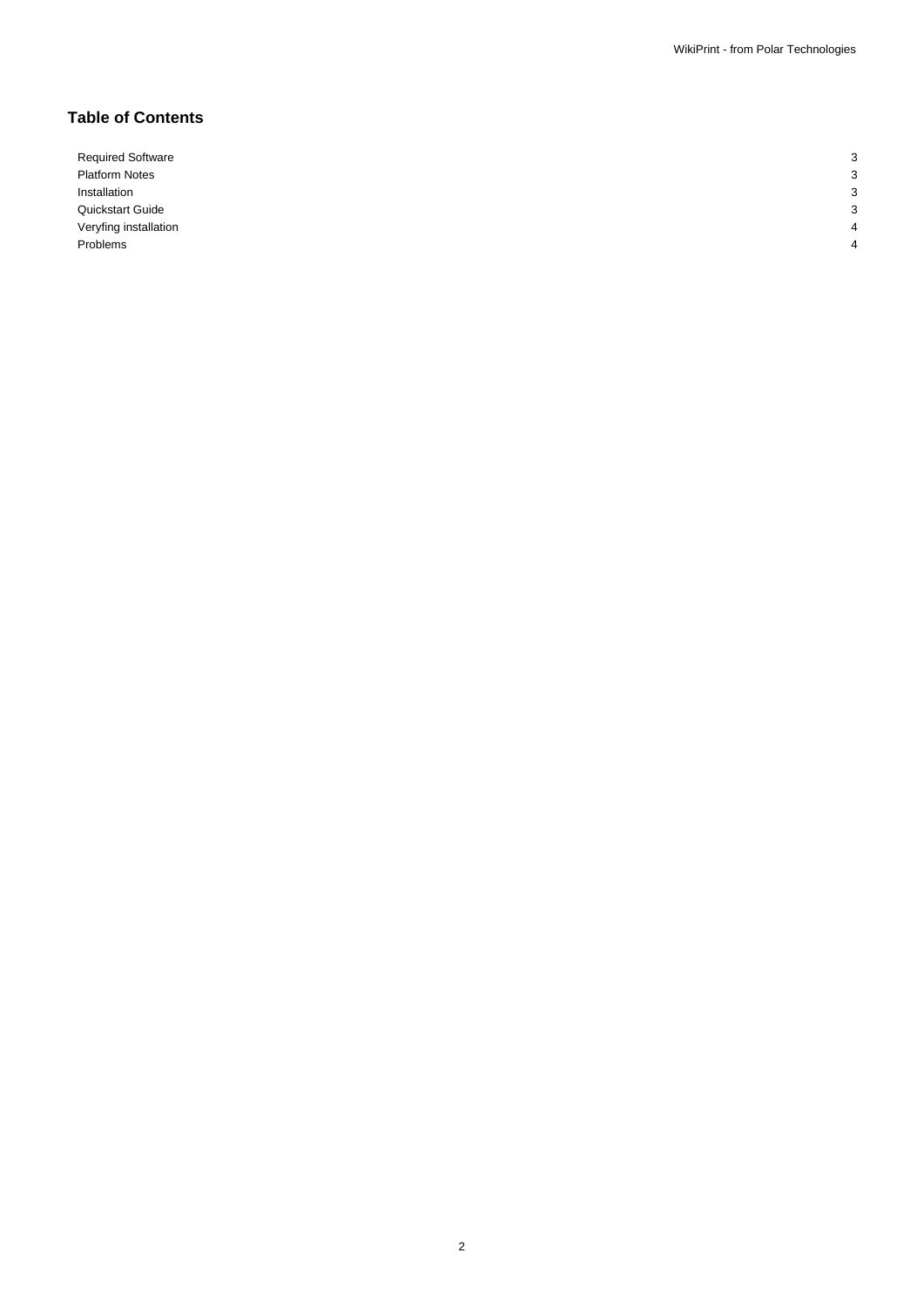## Table of Contents

| | |
|---|---|
| Required Software | 3 |
| Platform Notes | 3 |
| Installation | 3 |
| Quickstart Guide | 3 |
| Veryfing installation | 4 |
| Problems | 4 |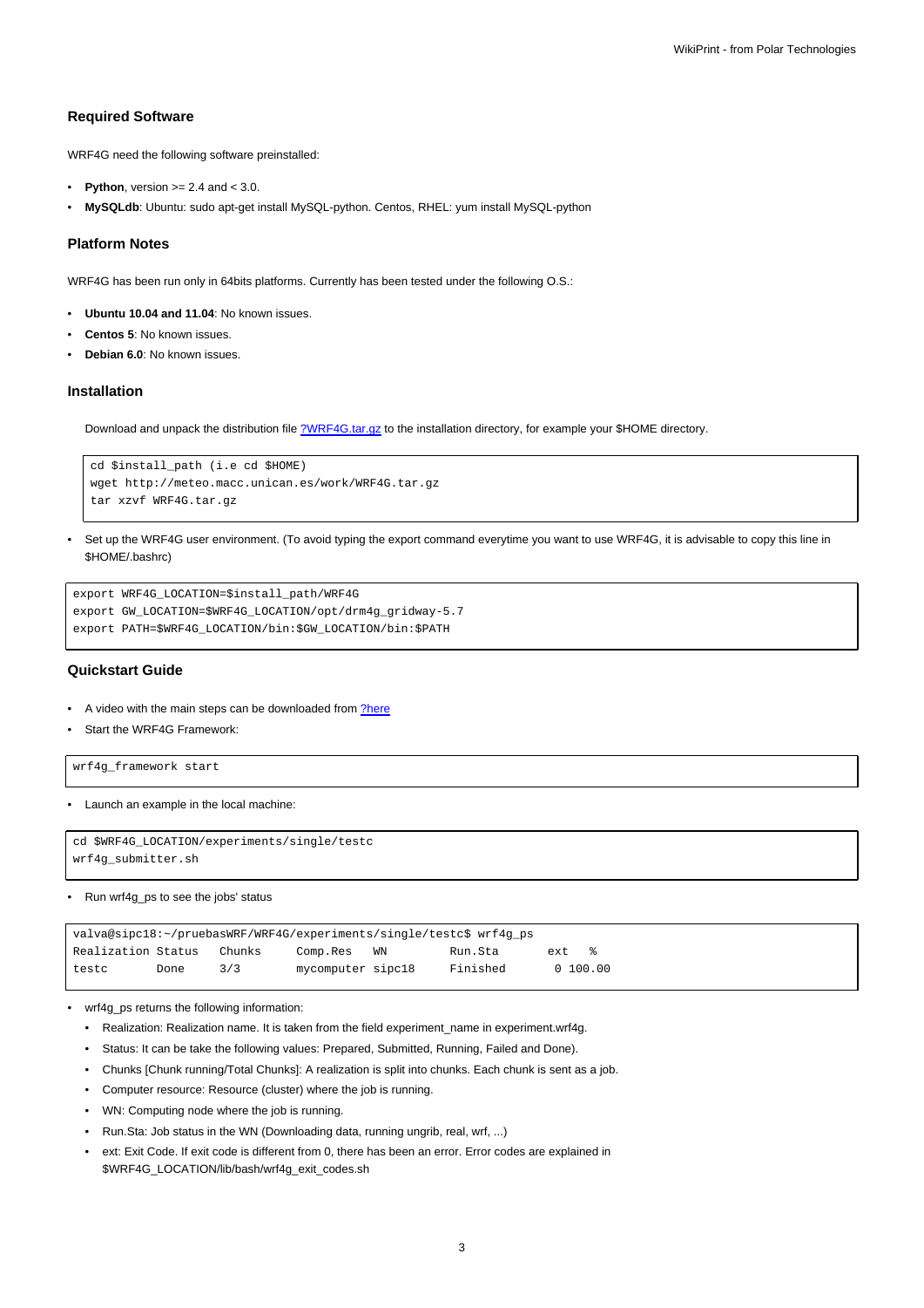### Required Software

WRF4G need the following software preinstalled:

- **Python**, version >= 2.4 and < 3.0.
- **MySQLdb**: Ubuntu: sudo apt-get install MySQL-python. Centos, RHEL: yum install MySQL-python

### Platform Notes

WRF4G has been run only in 64bits platforms. Currently has been tested under the following O.S.:

- **Ubuntu 10.04 and 11.04**: No known issues.
- **Centos 5**: No known issues.
- **Debian 6.0**: No known issues.

### Installation

Download and unpack the distribution file [?WRF4G.tar.gz] to the installation directory, for example your $HOME directory.

```
cd $install_path (i.e cd $HOME)
wget http://meteo.macc.unican.es/work/WRF4G.tar.gz
tar xzvf WRF4G.tar.gz
```

- Set up the WRF4G user environment. (To avoid typing the export command everytime you want to use WRF4G, it is advisable to copy this line in $HOME/.bashrc)

```
export WRF4G_LOCATION=$install_path/WRF4G
export GW_LOCATION=$WRF4G_LOCATION/opt/drm4g_gridway-5.7
export PATH=$WRF4G_LOCATION/bin:$GW_LOCATION/bin:$PATH
```

### Quickstart Guide

- A video with the main steps can be downloaded from [?here]
- Start the WRF4G Framework:

```
wrf4g_framework start
```

- Launch an example in the local machine:

```
cd $WRF4G_LOCATION/experiments/single/testc
wrf4g_submitter.sh
```

- Run wrf4g_ps to see the jobs' status

```
valva@sipc18:~/pruebasWRF/WRF4G/experiments/single/testc$ wrf4g_ps
Realization Status   Chunks     Comp.Res   WN         Run.Sta       ext   %
testc       Done     3/3        mycomputer sipc18     Finished        0 100.00
```

- wrf4g_ps returns the following information:
  - Realization: Realization name. It is taken from the field experiment_name in experiment.wrf4g.
  - Status: It can be take the following values: Prepared, Submitted, Running, Failed and Done).
  - Chunks [Chunk running/Total Chunks]: A realization is split into chunks. Each chunk is sent as a job.
  - Computer resource: Resource (cluster) where the job is running.
  - WN: Computing node where the job is running.
  - Run.Sta: Job status in the WN (Downloading data, running ungrib, real, wrf, ...)
  - ext: Exit Code. If exit code is different from 0, there has been an error. Error codes are explained in $WRF4G_LOCATION/lib/bash/wrf4g_exit_codes.sh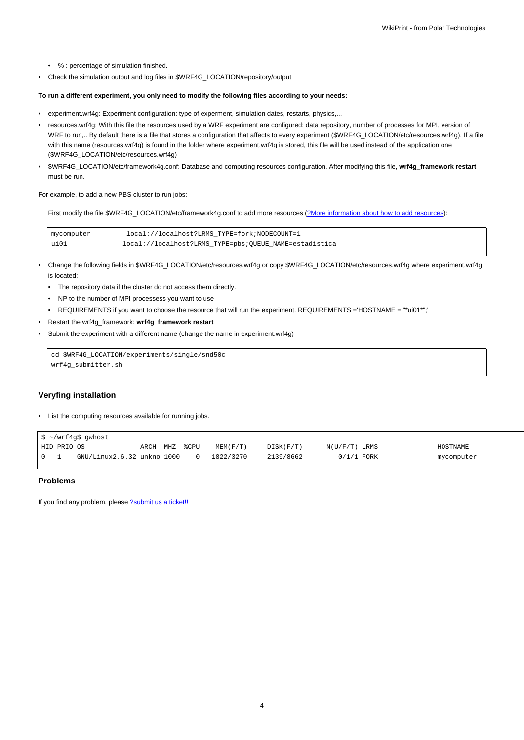- % : percentage of simulation finished.
- Check the simulation output and log files in $WRF4G_LOCATION/repository/output

**To run a different experiment, you only need to modify the following files according to your needs:**

- experiment.wrf4g: Experiment configuration: type of experment, simulation dates, restarts, physics,...
- resources.wrf4g: With this file the resources used by a WRF experiment are configured: data repository, number of processes for MPI, version of WRF to run,.. By default there is a file that stores a configuration that affects to every experiment ($WRF4G_LOCATION/etc/resources.wrf4g). If a file with this name (resources.wrf4g) is found in the folder where experiment.wrf4g is stored, this file will be used instead of the application one ($WRF4G_LOCATION/etc/resources.wrf4g)
- $WRF4G_LOCATION/etc/framework4g.conf: Database and computing resources configuration. After modifying this file, **wrf4g_framework restart** must be run.

For example, to add a new PBS cluster to run jobs:

First modify the file $WRF4G_LOCATION/etc/framework4g.conf to add more resources (?More information about how to add resources):

```
mycomputer        local://localhost?LRMS_TYPE=fork;NODECOUNT=1
ui01             local://localhost?LRMS_TYPE=pbs;QUEUE_NAME=estadistica
```

- Change the following fields in $WRF4G_LOCATION/etc/resources.wrf4g or copy $WRF4G_LOCATION/etc/resources.wrf4g where experiment.wrf4g is located:
  - The repository data if the cluster do not access them directly.
  - NP to the number of MPI processess you want to use
  - REQUIREMENTS if you want to choose the resource that will run the experiment. REQUIREMENTS ='HOSTNAME = "*ui01*";'
- Restart the wrf4g_framework: **wrf4g_framework restart**
- Submit the experiment with a different name (change the name in experiment.wrf4g)

```
cd $WRF4G_LOCATION/experiments/single/snd50c
wrf4g_submitter.sh
```

### Veryfing installation

- List the computing resources available for running jobs.

```
$ ~/wrf4g$ gwhost
HID PRIO OS              ARCH  MHZ  %CPU    MEM(F/T)     DISK(F/T)      N(U/F/T) LRMS                 HOSTNAME
0   1    GNU/Linux2.6.32 unkno 1000    0    1822/3270    2139/8662         0/1/1 FORK                 mycomputer
```

### Problems

If you find any problem, please ?submit us a ticket!!